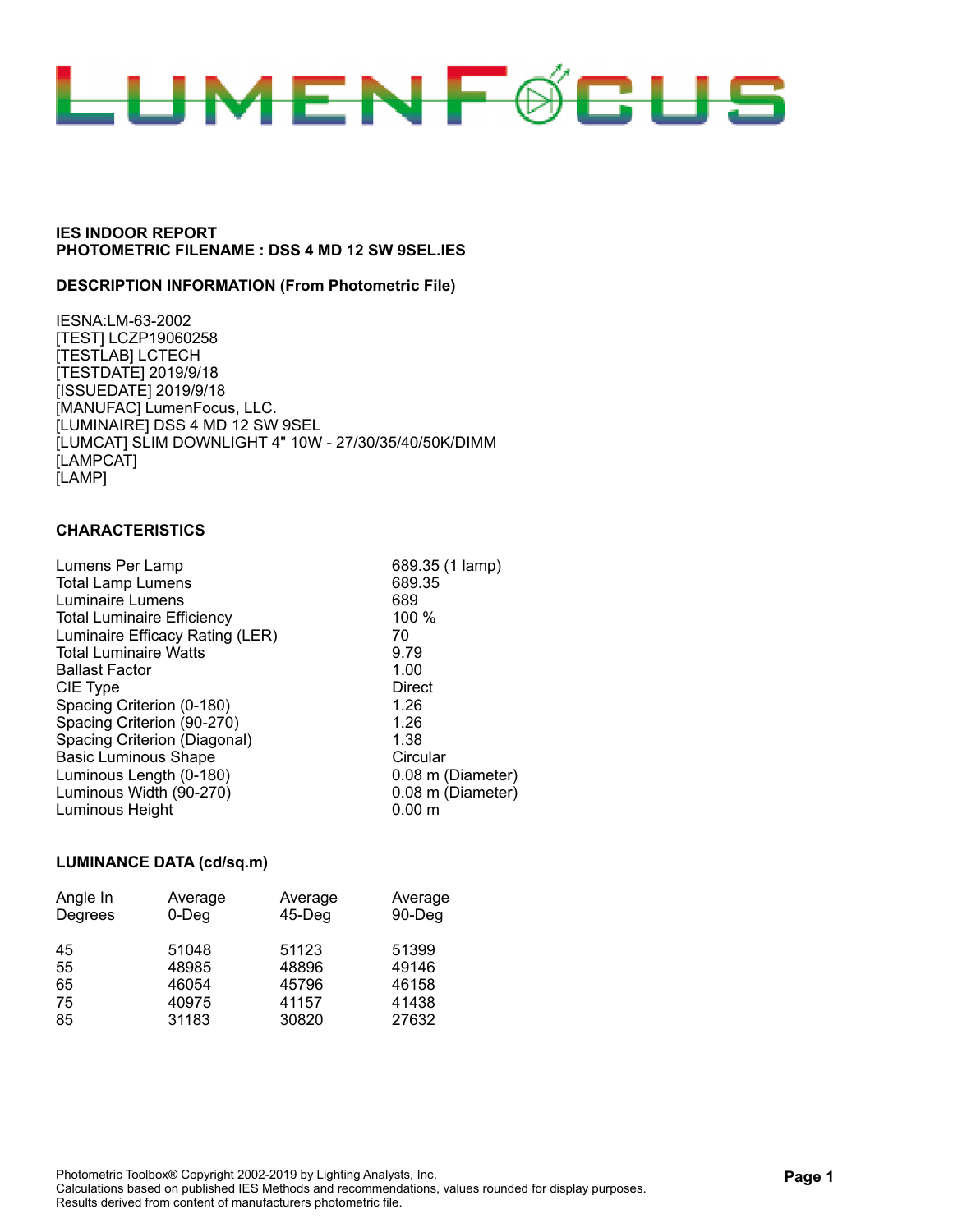LUMENFOCUS

**IES INDOOR REPORT**
**PHOTOMETRIC FILENAME : DSS 4 MD 12 SW 9SEL.IES**

**DESCRIPTION INFORMATION (From Photometric File)**

IESNA:LM-63-2002
[TEST] LCZP19060258
[TESTLAB] LCTECH
[TESTDATE] 2019/9/18
[ISSUEDATE] 2019/9/18
[MANUFAC] LumenFocus, LLC.
[LUMINAIRE] DSS 4 MD 12 SW 9SEL
[LUMCAT] SLIM DOWNLIGHT 4" 10W - 27/30/35/40/50K/DIMM
[LAMPCAT]
[LAMP]

**CHARACTERISTICS**

| | |
|---|---|
| Lumens Per Lamp | 689.35 (1 lamp) |
| Total Lamp Lumens | 689.35 |
| Luminaire Lumens | 689 |
| Total Luminaire Efficiency | 100 % |
| Luminaire Efficacy Rating (LER) | 70 |
| Total Luminaire Watts | 9.79 |
| Ballast Factor | 1.00 |
| CIE Type | Direct |
| Spacing Criterion (0-180) | 1.26 |
| Spacing Criterion (90-270) | 1.26 |
| Spacing Criterion (Diagonal) | 1.38 |
| Basic Luminous Shape | Circular |
| Luminous Length (0-180) | 0.08 m (Diameter) |
| Luminous Width (90-270) | 0.08 m (Diameter) |
| Luminous Height | 0.00 m |

**LUMINANCE DATA (cd/sq.m)**

| Angle In Degrees | Average 0-Deg | Average 45-Deg | Average 90-Deg |
|---|---|---|---|
| 45 | 51048 | 51123 | 51399 |
| 55 | 48985 | 48896 | 49146 |
| 65 | 46054 | 45796 | 46158 |
| 75 | 40975 | 41157 | 41438 |
| 85 | 31183 | 30820 | 27632 |

Photometric Toolbox® Copyright 2002-2019 by Lighting Analysts, Inc.
Calculations based on published IES Methods and recommendations, values rounded for display purposes.
Results derived from content of manufacturers photometric file.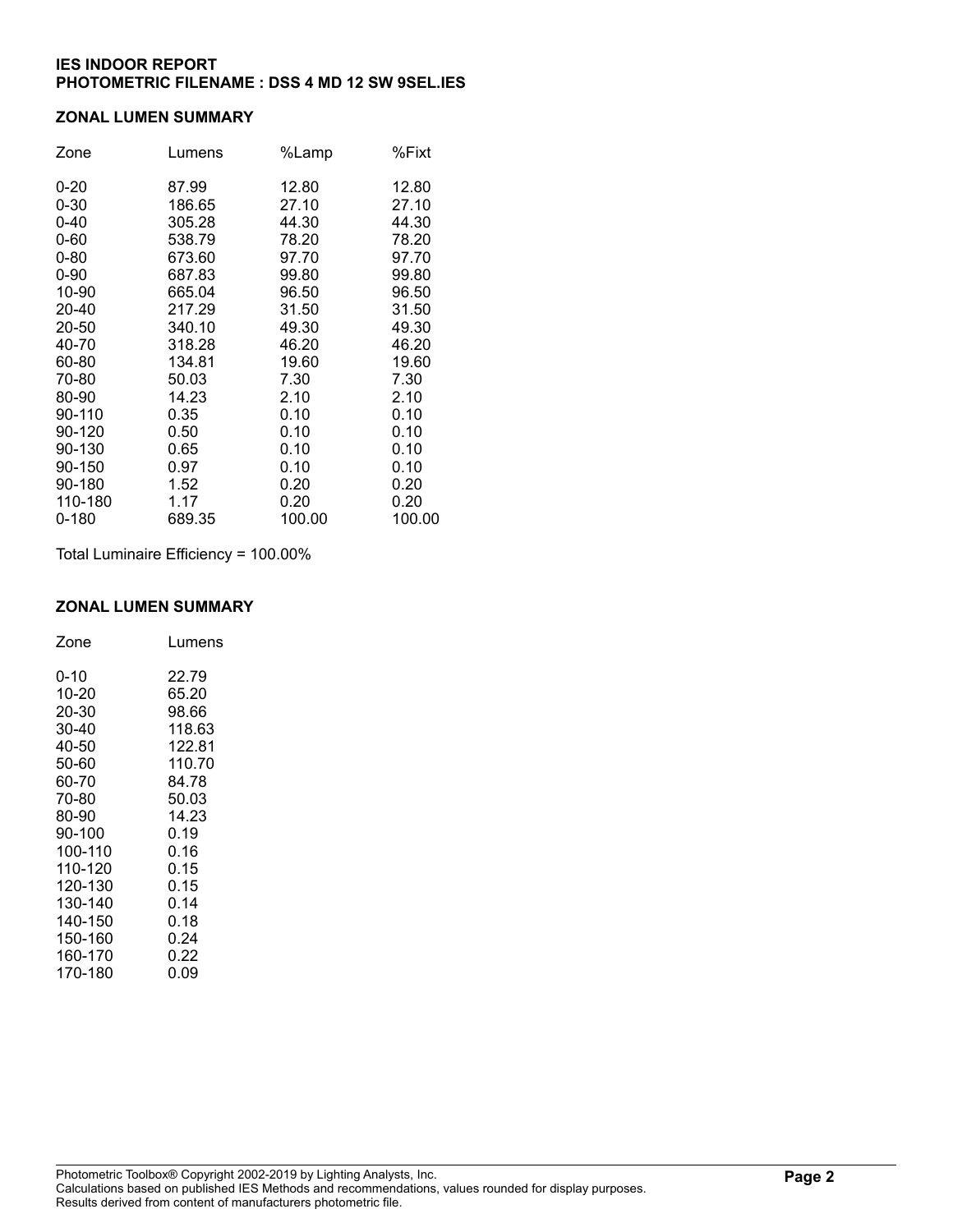**IES INDOOR REPORT**
**PHOTOMETRIC FILENAME : DSS 4 MD 12 SW 9SEL.IES**

## ZONAL LUMEN SUMMARY

| Zone | Lumens | %Lamp | %Fixt |
|---|---|---|---|
| 0-20 | 87.99 | 12.80 | 12.80 |
| 0-30 | 186.65 | 27.10 | 27.10 |
| 0-40 | 305.28 | 44.30 | 44.30 |
| 0-60 | 538.79 | 78.20 | 78.20 |
| 0-80 | 673.60 | 97.70 | 97.70 |
| 0-90 | 687.83 | 99.80 | 99.80 |
| 10-90 | 665.04 | 96.50 | 96.50 |
| 20-40 | 217.29 | 31.50 | 31.50 |
| 20-50 | 340.10 | 49.30 | 49.30 |
| 40-70 | 318.28 | 46.20 | 46.20 |
| 60-80 | 134.81 | 19.60 | 19.60 |
| 70-80 | 50.03 | 7.30 | 7.30 |
| 80-90 | 14.23 | 2.10 | 2.10 |
| 90-110 | 0.35 | 0.10 | 0.10 |
| 90-120 | 0.50 | 0.10 | 0.10 |
| 90-130 | 0.65 | 0.10 | 0.10 |
| 90-150 | 0.97 | 0.10 | 0.10 |
| 90-180 | 1.52 | 0.20 | 0.20 |
| 110-180 | 1.17 | 0.20 | 0.20 |
| 0-180 | 689.35 | 100.00 | 100.00 |

Total Luminaire Efficiency = 100.00%

## ZONAL LUMEN SUMMARY

| Zone | Lumens |
|---|---|
| 0-10 | 22.79 |
| 10-20 | 65.20 |
| 20-30 | 98.66 |
| 30-40 | 118.63 |
| 40-50 | 122.81 |
| 50-60 | 110.70 |
| 60-70 | 84.78 |
| 70-80 | 50.03 |
| 80-90 | 14.23 |
| 90-100 | 0.19 |
| 100-110 | 0.16 |
| 110-120 | 0.15 |
| 120-130 | 0.15 |
| 130-140 | 0.14 |
| 140-150 | 0.18 |
| 150-160 | 0.24 |
| 160-170 | 0.22 |
| 170-180 | 0.09 |

Photometric Toolbox® Copyright 2002-2019 by Lighting Analysts, Inc.
Calculations based on published IES Methods and recommendations, values rounded for display purposes.
Results derived from content of manufacturers photometric file.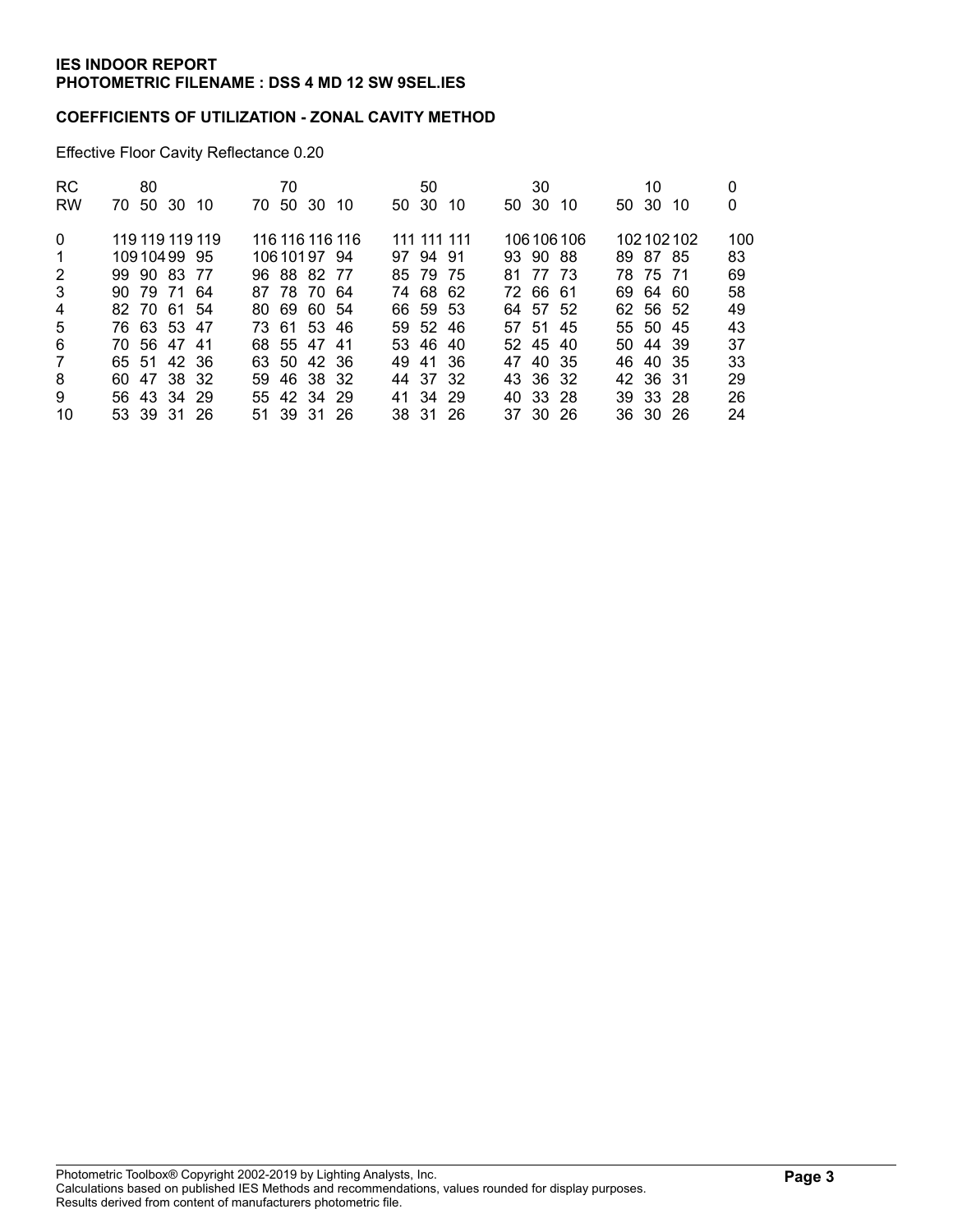**IES INDOOR REPORT**
**PHOTOMETRIC FILENAME : DSS 4 MD 12 SW 9SEL.IES**

**COEFFICIENTS OF UTILIZATION - ZONAL CAVITY METHOD**

Effective Floor Cavity Reflectance 0.20

| RC | 80 | | | | 70 | | | | 50 | | | 30 | | | 10 | | | 0 |
|---|---|---|---|---|---|---|---|---|---|---|---|---|---|---|---|---|---|---|
| RW | 70 | 50 | 30 | 10 | 70 | 50 | 30 | 10 | 50 | 30 | 10 | 50 | 30 | 10 | 50 | 30 | 10 | 0 |
| 0 | 119 | 119 | 119 | 119 | 116 | 116 | 116 | 116 | 111 | 111 | 111 | 106 | 106 | 106 | 102 | 102 | 102 | 100 |
| 1 | 109 | 104 | 99 | 95 | 106 | 101 | 97 | 94 | 97 | 94 | 91 | 93 | 90 | 88 | 89 | 87 | 85 | 83 |
| 2 | 99 | 90 | 83 | 77 | 96 | 88 | 82 | 77 | 85 | 79 | 75 | 81 | 77 | 73 | 78 | 75 | 71 | 69 |
| 3 | 90 | 79 | 71 | 64 | 87 | 78 | 70 | 64 | 74 | 68 | 62 | 72 | 66 | 61 | 69 | 64 | 60 | 58 |
| 4 | 82 | 70 | 61 | 54 | 80 | 69 | 60 | 54 | 66 | 59 | 53 | 64 | 57 | 52 | 62 | 56 | 52 | 49 |
| 5 | 76 | 63 | 53 | 47 | 73 | 61 | 53 | 46 | 59 | 52 | 46 | 57 | 51 | 45 | 55 | 50 | 45 | 43 |
| 6 | 70 | 56 | 47 | 41 | 68 | 55 | 47 | 41 | 53 | 46 | 40 | 52 | 45 | 40 | 50 | 44 | 39 | 37 |
| 7 | 65 | 51 | 42 | 36 | 63 | 50 | 42 | 36 | 49 | 41 | 36 | 47 | 40 | 35 | 46 | 40 | 35 | 33 |
| 8 | 60 | 47 | 38 | 32 | 59 | 46 | 38 | 32 | 44 | 37 | 32 | 43 | 36 | 32 | 42 | 36 | 31 | 29 |
| 9 | 56 | 43 | 34 | 29 | 55 | 42 | 34 | 29 | 41 | 34 | 29 | 40 | 33 | 28 | 39 | 33 | 28 | 26 |
| 10 | 53 | 39 | 31 | 26 | 51 | 39 | 31 | 26 | 38 | 31 | 26 | 37 | 30 | 26 | 36 | 30 | 26 | 24 |

Photometric Toolbox® Copyright 2002-2019 by Lighting Analysts, Inc.
Calculations based on published IES Methods and recommendations, values rounded for display purposes.
Results derived from content of manufacturers photometric file.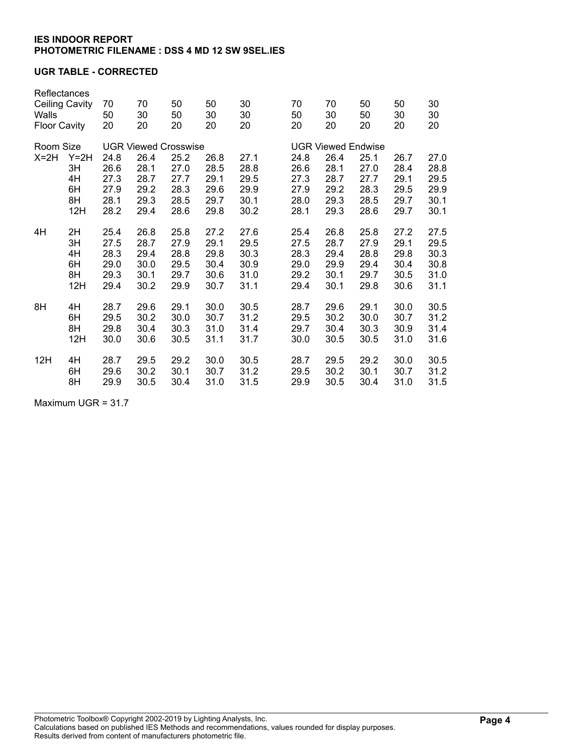**IES INDOOR REPORT**
**PHOTOMETRIC FILENAME : DSS 4 MD 12 SW 9SEL.IES**

**UGR TABLE - CORRECTED**

| Reflectances | | | | | | | | | | | |
|---|---|---|---|---|---|---|---|---|---|---|---|
| Ceiling Cavity | | 70 | 70 | 50 | 50 | 30 | 70 | 70 | 50 | 50 | 30 |
| Walls | | 50 | 30 | 50 | 30 | 30 | 50 | 30 | 50 | 30 | 30 |
| Floor Cavity | | 20 | 20 | 20 | 20 | 20 | 20 | 20 | 20 | 20 | 20 |
| Room Size | | UGR Viewed Crosswise | | | | | UGR Viewed Endwise | | | | |
| X=2H | Y=2H | 24.8 | 26.4 | 25.2 | 26.8 | 27.1 | 24.8 | 26.4 | 25.1 | 26.7 | 27.0 |
| | 3H | 26.6 | 28.1 | 27.0 | 28.5 | 28.8 | 26.6 | 28.1 | 27.0 | 28.4 | 28.8 |
| | 4H | 27.3 | 28.7 | 27.7 | 29.1 | 29.5 | 27.3 | 28.7 | 27.7 | 29.1 | 29.5 |
| | 6H | 27.9 | 29.2 | 28.3 | 29.6 | 29.9 | 27.9 | 29.2 | 28.3 | 29.5 | 29.9 |
| | 8H | 28.1 | 29.3 | 28.5 | 29.7 | 30.1 | 28.0 | 29.3 | 28.5 | 29.7 | 30.1 |
| | 12H | 28.2 | 29.4 | 28.6 | 29.8 | 30.2 | 28.1 | 29.3 | 28.6 | 29.7 | 30.1 |
| 4H | 2H | 25.4 | 26.8 | 25.8 | 27.2 | 27.6 | 25.4 | 26.8 | 25.8 | 27.2 | 27.5 |
| | 3H | 27.5 | 28.7 | 27.9 | 29.1 | 29.5 | 27.5 | 28.7 | 27.9 | 29.1 | 29.5 |
| | 4H | 28.3 | 29.4 | 28.8 | 29.8 | 30.3 | 28.3 | 29.4 | 28.8 | 29.8 | 30.3 |
| | 6H | 29.0 | 30.0 | 29.5 | 30.4 | 30.9 | 29.0 | 29.9 | 29.4 | 30.4 | 30.8 |
| | 8H | 29.3 | 30.1 | 29.7 | 30.6 | 31.0 | 29.2 | 30.1 | 29.7 | 30.5 | 31.0 |
| | 12H | 29.4 | 30.2 | 29.9 | 30.7 | 31.1 | 29.4 | 30.1 | 29.8 | 30.6 | 31.1 |
| 8H | 4H | 28.7 | 29.6 | 29.1 | 30.0 | 30.5 | 28.7 | 29.6 | 29.1 | 30.0 | 30.5 |
| | 6H | 29.5 | 30.2 | 30.0 | 30.7 | 31.2 | 29.5 | 30.2 | 30.0 | 30.7 | 31.2 |
| | 8H | 29.8 | 30.4 | 30.3 | 31.0 | 31.4 | 29.7 | 30.4 | 30.3 | 30.9 | 31.4 |
| | 12H | 30.0 | 30.6 | 30.5 | 31.1 | 31.7 | 30.0 | 30.5 | 30.5 | 31.0 | 31.6 |
| 12H | 4H | 28.7 | 29.5 | 29.2 | 30.0 | 30.5 | 28.7 | 29.5 | 29.2 | 30.0 | 30.5 |
| | 6H | 29.6 | 30.2 | 30.1 | 30.7 | 31.2 | 29.5 | 30.2 | 30.1 | 30.7 | 31.2 |
| | 8H | 29.9 | 30.5 | 30.4 | 31.0 | 31.5 | 29.9 | 30.5 | 30.4 | 31.0 | 31.5 |

Maximum UGR = 31.7

Photometric Toolbox® Copyright 2002-2019 by Lighting Analysts, Inc.
Calculations based on published IES Methods and recommendations, values rounded for display purposes.
Results derived from content of manufacturers photometric file.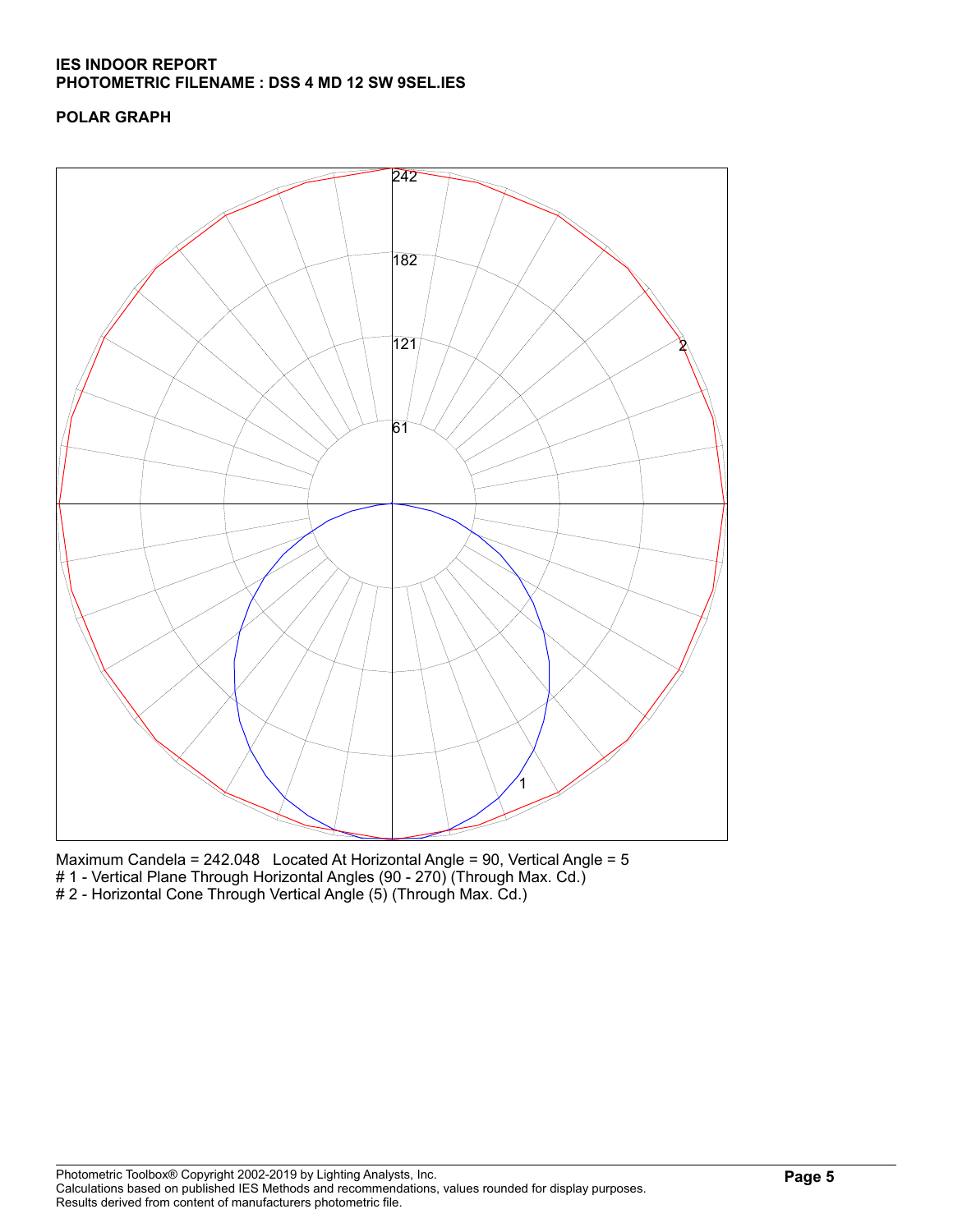IES INDOOR REPORT
PHOTOMETRIC FILENAME : DSS 4 MD 12 SW 9SEL.IES

## POLAR GRAPH

242
182
121
61
2
1

Maximum Candela = 242.048 Located At Horizontal Angle = 90, Vertical Angle = 5
# 1 - Vertical Plane Through Horizontal Angles (90 - 270) (Through Max. Cd.)
# 2 - Horizontal Cone Through Vertical Angle (5) (Through Max. Cd.)

Photometric Toolbox® Copyright 2002-2019 by Lighting Analysts, Inc.
Calculations based on published IES Methods and recommendations, values rounded for display purposes.
Results derived from content of manufacturers photometric file.